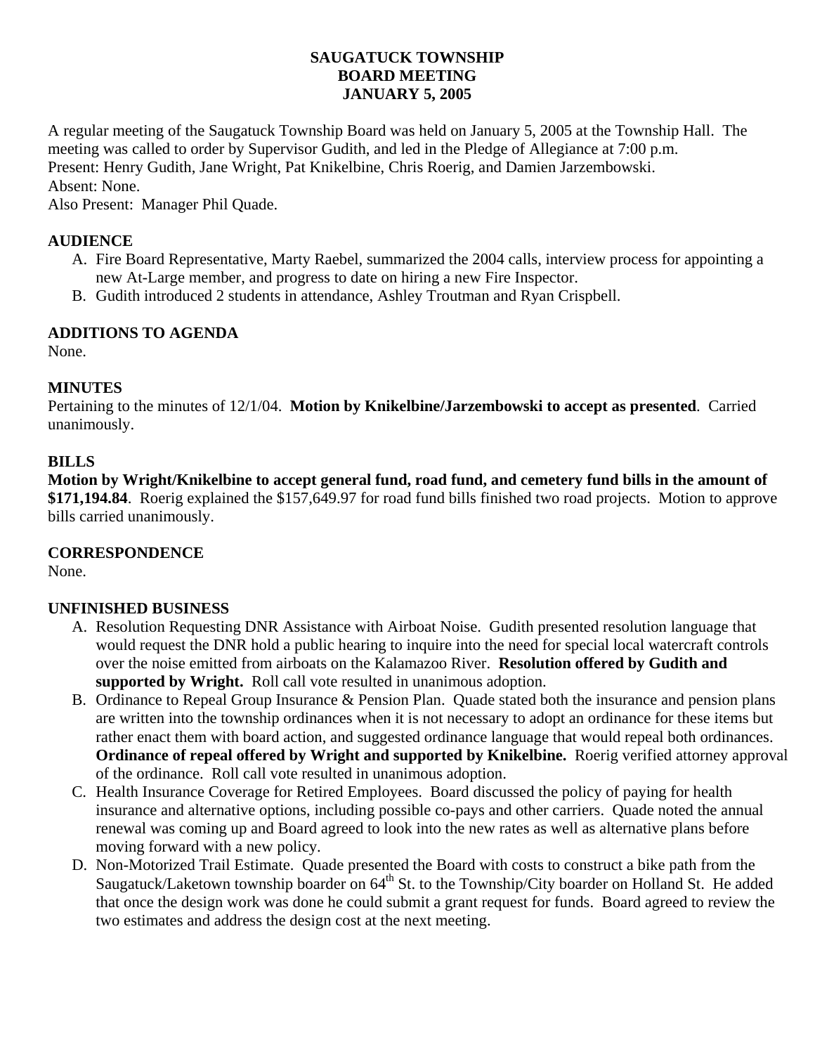**SAUGATUCK TOWNSHIP**
**BOARD MEETING**
**JANUARY 5, 2005**

A regular meeting of the Saugatuck Township Board was held on January 5, 2005 at the Township Hall. The meeting was called to order by Supervisor Gudith, and led in the Pledge of Allegiance at 7:00 p.m.
Present: Henry Gudith, Jane Wright, Pat Knikelbine, Chris Roerig, and Damien Jarzembowski.
Absent: None.
Also Present: Manager Phil Quade.

**AUDIENCE**

A. Fire Board Representative, Marty Raebel, summarized the 2004 calls, interview process for appointing a new At-Large member, and progress to date on hiring a new Fire Inspector.
B. Gudith introduced 2 students in attendance, Ashley Troutman and Ryan Crispbell.

**ADDITIONS TO AGENDA**
None.

**MINUTES**
Pertaining to the minutes of 12/1/04. **Motion by Knikelbine/Jarzembowski to accept as presented**. Carried unanimously.

**BILLS**
**Motion by Wright/Knikelbine to accept general fund, road fund, and cemetery fund bills in the amount of $171,194.84**. Roerig explained the $157,649.97 for road fund bills finished two road projects. Motion to approve bills carried unanimously.

**CORRESPONDENCE**
None.

**UNFINISHED BUSINESS**

A. Resolution Requesting DNR Assistance with Airboat Noise. Gudith presented resolution language that would request the DNR hold a public hearing to inquire into the need for special local watercraft controls over the noise emitted from airboats on the Kalamazoo River. **Resolution offered by Gudith and supported by Wright.** Roll call vote resulted in unanimous adoption.
B. Ordinance to Repeal Group Insurance & Pension Plan. Quade stated both the insurance and pension plans are written into the township ordinances when it is not necessary to adopt an ordinance for these items but rather enact them with board action, and suggested ordinance language that would repeal both ordinances. **Ordinance of repeal offered by Wright and supported by Knikelbine.** Roerig verified attorney approval of the ordinance. Roll call vote resulted in unanimous adoption.
C. Health Insurance Coverage for Retired Employees. Board discussed the policy of paying for health insurance and alternative options, including possible co-pays and other carriers. Quade noted the annual renewal was coming up and Board agreed to look into the new rates as well as alternative plans before moving forward with a new policy.
D. Non-Motorized Trail Estimate. Quade presented the Board with costs to construct a bike path from the Saugatuck/Laketown township boarder on 64th St. to the Township/City boarder on Holland St. He added that once the design work was done he could submit a grant request for funds. Board agreed to review the two estimates and address the design cost at the next meeting.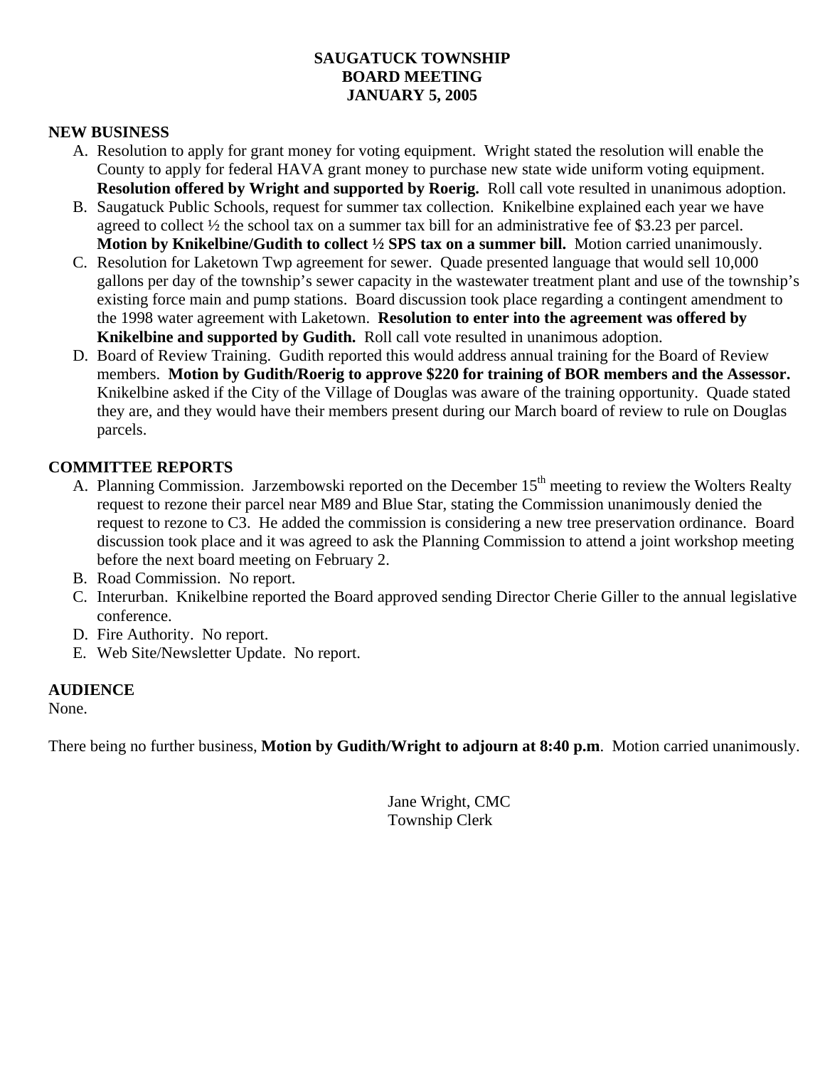**SAUGATUCK TOWNSHIP**
**BOARD MEETING**
**JANUARY 5, 2005**

## NEW BUSINESS

A. Resolution to apply for grant money for voting equipment. Wright stated the resolution will enable the County to apply for federal HAVA grant money to purchase new state wide uniform voting equipment. **Resolution offered by Wright and supported by Roerig.** Roll call vote resulted in unanimous adoption.
B. Saugatuck Public Schools, request for summer tax collection. Knikelbine explained each year we have agreed to collect ½ the school tax on a summer tax bill for an administrative fee of $3.23 per parcel. **Motion by Knikelbine/Gudith to collect ½ SPS tax on a summer bill.** Motion carried unanimously.
C. Resolution for Laketown Twp agreement for sewer. Quade presented language that would sell 10,000 gallons per day of the township's sewer capacity in the wastewater treatment plant and use of the township's existing force main and pump stations. Board discussion took place regarding a contingent amendment to the 1998 water agreement with Laketown. **Resolution to enter into the agreement was offered by Knikelbine and supported by Gudith.** Roll call vote resulted in unanimous adoption.
D. Board of Review Training. Gudith reported this would address annual training for the Board of Review members. **Motion by Gudith/Roerig to approve $220 for training of BOR members and the Assessor.** Knikelbine asked if the City of the Village of Douglas was aware of the training opportunity. Quade stated they are, and they would have their members present during our March board of review to rule on Douglas parcels.

## COMMITTEE REPORTS

A. Planning Commission. Jarzembowski reported on the December 15th meeting to review the Wolters Realty request to rezone their parcel near M89 and Blue Star, stating the Commission unanimously denied the request to rezone to C3. He added the commission is considering a new tree preservation ordinance. Board discussion took place and it was agreed to ask the Planning Commission to attend a joint workshop meeting before the next board meeting on February 2.
B. Road Commission. No report.
C. Interurban. Knikelbine reported the Board approved sending Director Cherie Giller to the annual legislative conference.
D. Fire Authority. No report.
E. Web Site/Newsletter Update. No report.

## AUDIENCE

None.

There being no further business, **Motion by Gudith/Wright to adjourn at 8:40 p.m**. Motion carried unanimously.

Jane Wright, CMC
Township Clerk